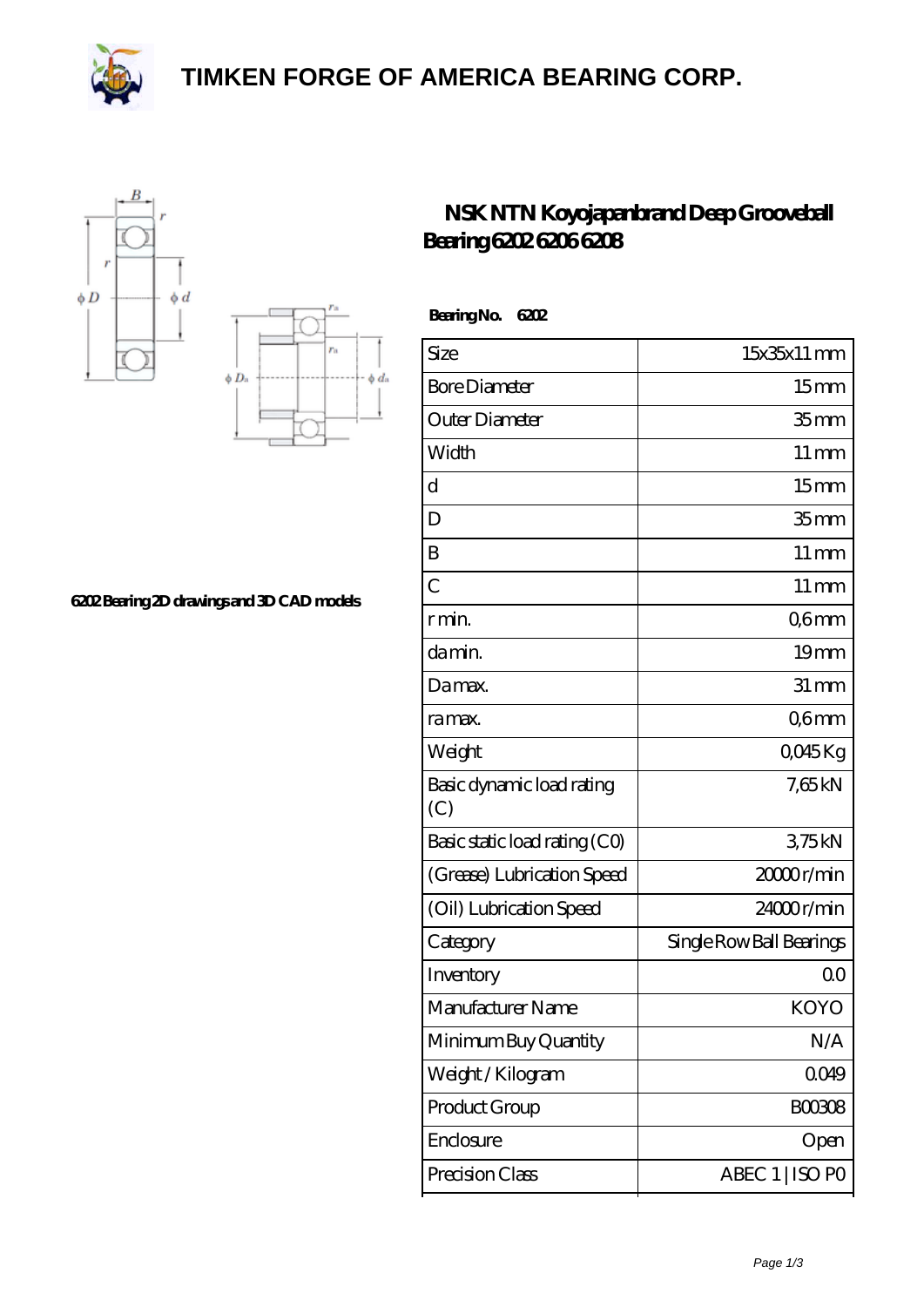# TIMKEN FORGE OF AMERICA BEARING CORP.

6202 Bearing 2D drawings and 3D CAD models

## NSK NTN Koyojapanbrand Deep Grooveball Bearing 6202 6206 6208

**Bearing No.** 6202

| Size | 15x35x11 mm |
|---|---|
| Bore Diameter | 15 mm |
| Outer Diameter | 35 mm |
| Width | 11 mm |
| d | 15 mm |
| D | 35 mm |
| B | 11 mm |
| C | 11 mm |
| r min. | 0,6 mm |
| da min. | 19 mm |
| Da max. | 31 mm |
| ra max. | 0,6 mm |
| Weight | 0,045 Kg |
| Basic dynamic load rating (C) | 7,65 kN |
| Basic static load rating (C0) | 3,75 kN |
| (Grease) Lubrication Speed | 20000 r/min |
| (Oil) Lubrication Speed | 24000 r/min |
| Category | Single Row Ball Bearings |
| Inventory | 0.0 |
| Manufacturer Name | KOYO |
| Minimum Buy Quantity | N/A |
| Weight / Kilogram | 0.049 |
| Product Group | B00308 |
| Enclosure | Open |
| Precision Class | ABEC 1 \| ISO P0 |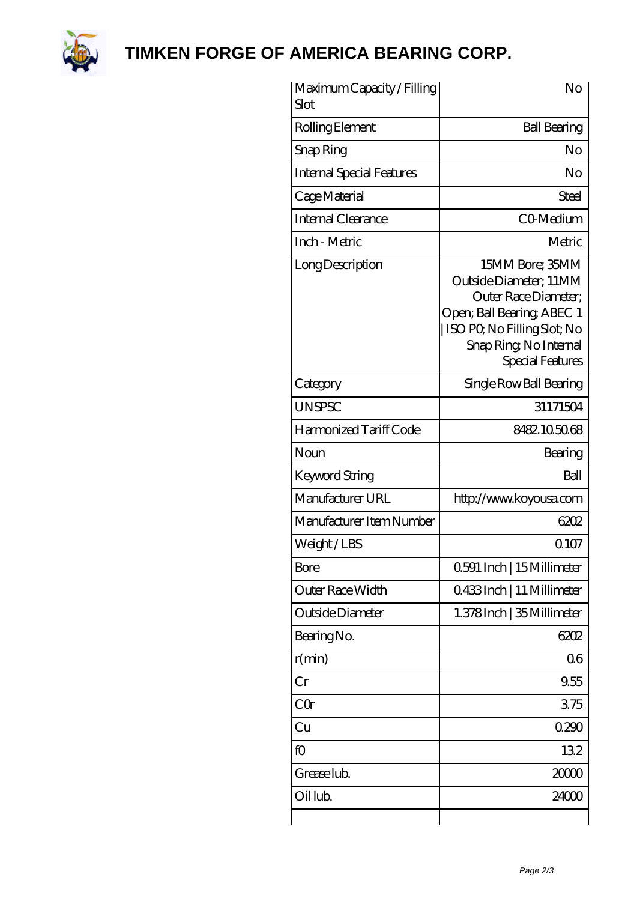## TIMKEN FORGE OF AMERICA BEARING CORP.

| | |
|---|---|
| Maximum Capacity / Filling Slot | No |
| Rolling Element | Ball Bearing |
| Snap Ring | No |
| Internal Special Features | No |
| Cage Material | Steel |
| Internal Clearance | C0-Medium |
| Inch - Metric | Metric |
| Long Description | 15MM Bore; 35MM Outside Diameter; 11MM Outer Race Diameter; Open; Ball Bearing; ABEC 1 \| ISO P0; No Filling Slot; No Snap Ring; No Internal Special Features |
| Category | Single Row Ball Bearing |
| UNSPSC | 31171504 |
| Harmonized Tariff Code | 8482.10.50.68 |
| Noun | Bearing |
| Keyword String | Ball |
| Manufacturer URL | http://www.koyousa.com |
| Manufacturer Item Number | 6202 |
| Weight / LBS | 0.107 |
| Bore | 0.591 Inch \| 15 Millimeter |
| Outer Race Width | 0.433 Inch \| 11 Millimeter |
| Outside Diameter | 1.378 Inch \| 35 Millimeter |
| Bearing No. | 6202 |
| r(min) | 0.6 |
| Cr | 9.55 |
| C0r | 3.75 |
| Cu | 0.290 |
| f0 | 13.2 |
| Grease lub. | 20000 |
| Oil lub. | 24000 |
| | |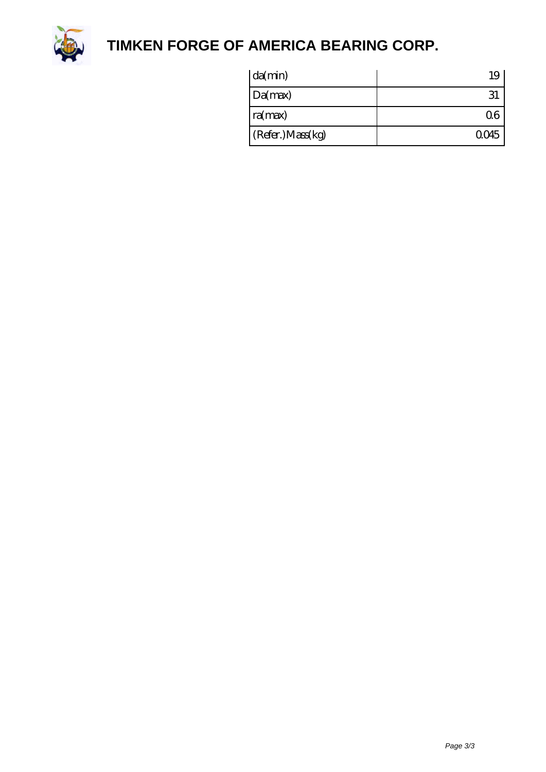| | |
|---|---|
| da(min) | 19 |
| Da(max) | 31 |
| ra(max) | 0.6 |
| (Refer.)Mass(kg) | 0.045 |